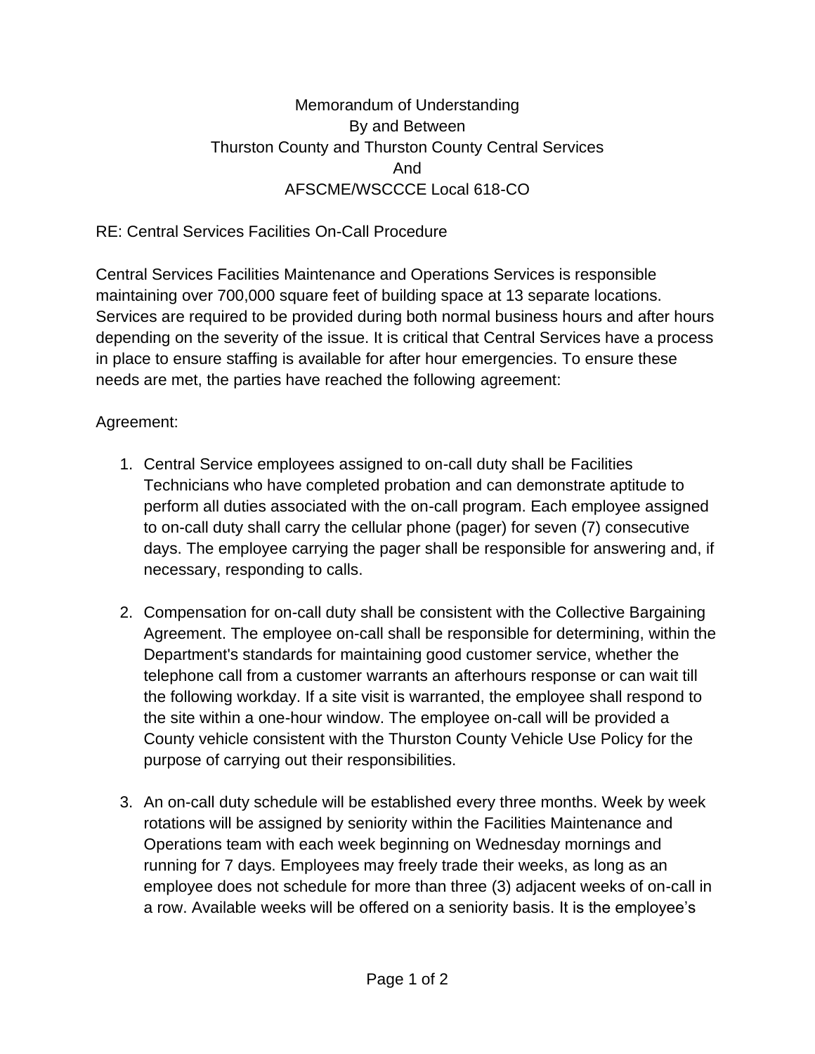Memorandum of Understanding
By and Between
Thurston County and Thurston County Central Services
And
AFSCME/WSCCCE Local 618-CO

RE: Central Services Facilities On-Call Procedure

Central Services Facilities Maintenance and Operations Services is responsible maintaining over 700,000 square feet of building space at 13 separate locations. Services are required to be provided during both normal business hours and after hours depending on the severity of the issue. It is critical that Central Services have a process in place to ensure staffing is available for after hour emergencies. To ensure these needs are met, the parties have reached the following agreement:

Agreement:

1. Central Service employees assigned to on-call duty shall be Facilities Technicians who have completed probation and can demonstrate aptitude to perform all duties associated with the on-call program. Each employee assigned to on-call duty shall carry the cellular phone (pager) for seven (7) consecutive days. The employee carrying the pager shall be responsible for answering and, if necessary, responding to calls.

2. Compensation for on-call duty shall be consistent with the Collective Bargaining Agreement. The employee on-call shall be responsible for determining, within the Department's standards for maintaining good customer service, whether the telephone call from a customer warrants an afterhours response or can wait till the following workday. If a site visit is warranted, the employee shall respond to the site within a one-hour window. The employee on-call will be provided a County vehicle consistent with the Thurston County Vehicle Use Policy for the purpose of carrying out their responsibilities.

3. An on-call duty schedule will be established every three months. Week by week rotations will be assigned by seniority within the Facilities Maintenance and Operations team with each week beginning on Wednesday mornings and running for 7 days. Employees may freely trade their weeks, as long as an employee does not schedule for more than three (3) adjacent weeks of on-call in a row. Available weeks will be offered on a seniority basis. It is the employee's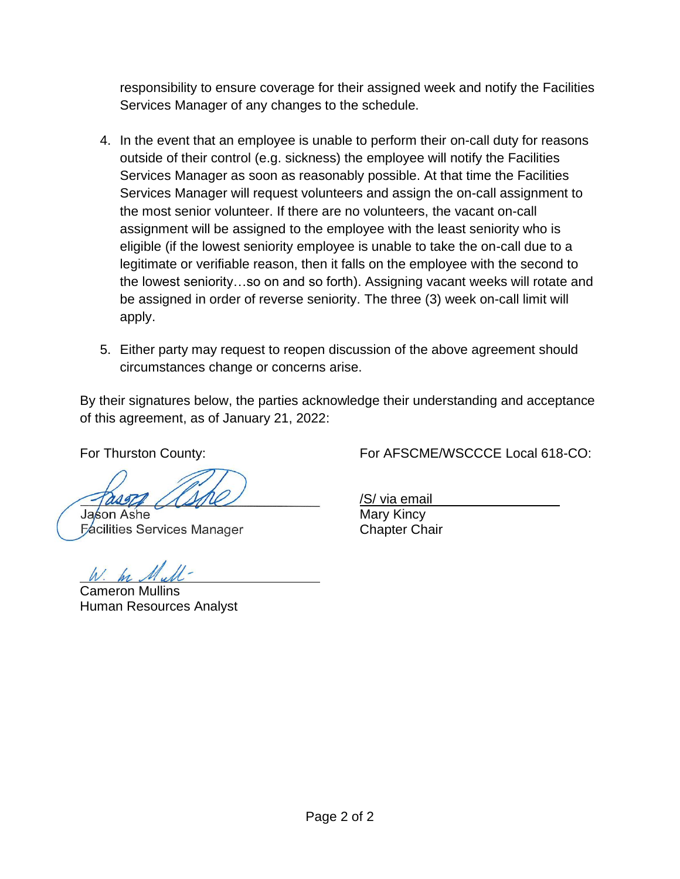responsibility to ensure coverage for their assigned week and notify the Facilities Services Manager of any changes to the schedule.

4. In the event that an employee is unable to perform their on-call duty for reasons outside of their control (e.g. sickness) the employee will notify the Facilities Services Manager as soon as reasonably possible. At that time the Facilities Services Manager will request volunteers and assign the on-call assignment to the most senior volunteer. If there are no volunteers, the vacant on-call assignment will be assigned to the employee with the least seniority who is eligible (if the lowest seniority employee is unable to take the on-call due to a legitimate or verifiable reason, then it falls on the employee with the second to the lowest seniority…so on and so forth). Assigning vacant weeks will rotate and be assigned in order of reverse seniority. The three (3) week on-call limit will apply.

5. Either party may request to reopen discussion of the above agreement should circumstances change or concerns arise.

By their signatures below, the parties acknowledge their understanding and acceptance of this agreement, as of January 21, 2022:

For Thurston County:

Jason Ashe
Facilities Services Manager

Cameron Mullins
Human Resources Analyst

For AFSCME/WSCCCE Local 618-CO:

/S/ via email
Mary Kincy
Chapter Chair